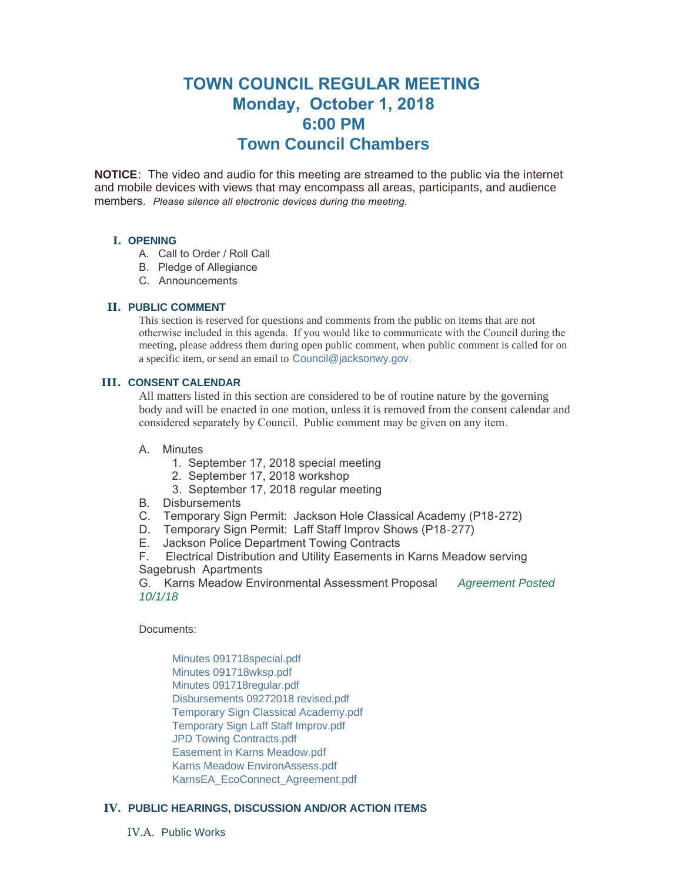# TOWN COUNCIL REGULAR MEETING
## Monday, October 1, 2018
## 6:00 PM
## Town Council Chambers

**NOTICE**: The video and audio for this meeting are streamed to the public via the internet and mobile devices with views that may encompass all areas, participants, and audience members. *Please silence all electronic devices during the meeting.*

### I. OPENING

A. Call to Order / Roll Call
B. Pledge of Allegiance
C. Announcements

### II. PUBLIC COMMENT

This section is reserved for questions and comments from the public on items that are not otherwise included in this agenda. If you would like to communicate with the Council during the meeting, please address them during open public comment, when public comment is called for on a specific item, or send an email to Council@jacksonwy.gov.

### III. CONSENT CALENDAR

All matters listed in this section are considered to be of routine nature by the governing body and will be enacted in one motion, unless it is removed from the consent calendar and considered separately by Council. Public comment may be given on any item.

A. Minutes
1. September 17, 2018 special meeting
2. September 17, 2018 workshop
3. September 17, 2018 regular meeting

B. Disbursements
C. Temporary Sign Permit: Jackson Hole Classical Academy (P18-272)
D. Temporary Sign Permit: Laff Staff Improv Shows (P18-277)
E. Jackson Police Department Towing Contracts
F. Electrical Distribution and Utility Easements in Karns Meadow serving Sagebrush Apartments
G. Karns Meadow Environmental Assessment Proposal *Agreement Posted 10/1/18*

Documents:

Minutes 091718special.pdf
Minutes 091718wksp.pdf
Minutes 091718regular.pdf
Disbursements 09272018 revised.pdf
Temporary Sign Classical Academy.pdf
Temporary Sign Laff Staff Improv.pdf
JPD Towing Contracts.pdf
Easement in Karns Meadow.pdf
Karns Meadow EnvironAssess.pdf
KarnsEA_EcoConnect_Agreement.pdf

### IV. PUBLIC HEARINGS, DISCUSSION AND/OR ACTION ITEMS

IV.A. Public Works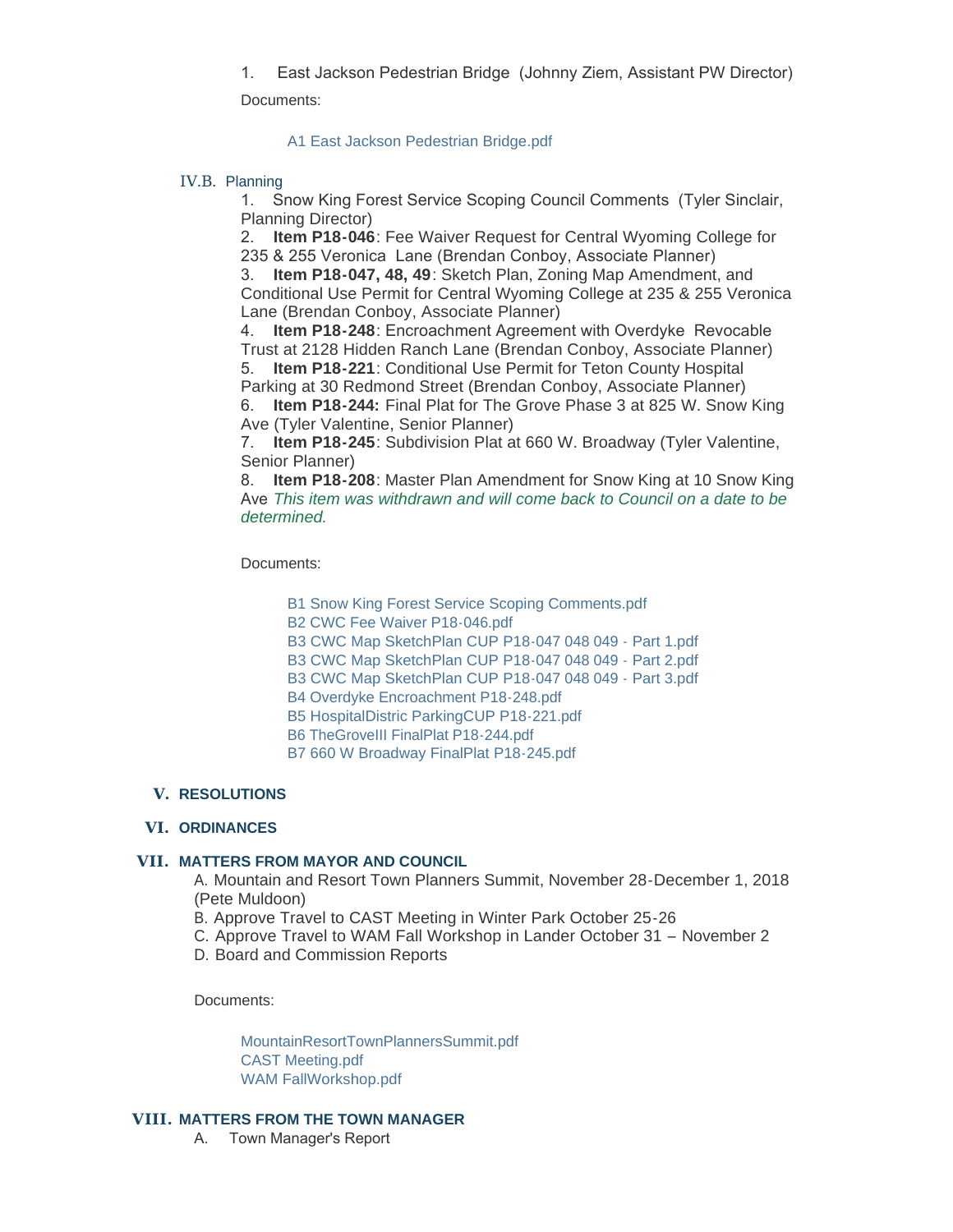1. East Jackson Pedestrian Bridge (Johnny Ziem, Assistant PW Director)

Documents:

A1 East Jackson Pedestrian Bridge.pdf

### IV.B. Planning

1. Snow King Forest Service Scoping Council Comments (Tyler Sinclair, Planning Director)
2. **Item P18-046**: Fee Waiver Request for Central Wyoming College for 235 & 255 Veronica Lane (Brendan Conboy, Associate Planner)
3. **Item P18-047, 48, 49**: Sketch Plan, Zoning Map Amendment, and Conditional Use Permit for Central Wyoming College at 235 & 255 Veronica Lane (Brendan Conboy, Associate Planner)
4. **Item P18-248**: Encroachment Agreement with Overdyke Revocable Trust at 2128 Hidden Ranch Lane (Brendan Conboy, Associate Planner)
5. **Item P18-221**: Conditional Use Permit for Teton County Hospital Parking at 30 Redmond Street (Brendan Conboy, Associate Planner)
6. **Item P18-244:** Final Plat for The Grove Phase 3 at 825 W. Snow King Ave (Tyler Valentine, Senior Planner)
7. **Item P18-245**: Subdivision Plat at 660 W. Broadway (Tyler Valentine, Senior Planner)
8. **Item P18-208**: Master Plan Amendment for Snow King at 10 Snow King Ave *This item was withdrawn and will come back to Council on a date to be determined.*

Documents:

B1 Snow King Forest Service Scoping Comments.pdf
B2 CWC Fee Waiver P18-046.pdf
B3 CWC Map SketchPlan CUP P18-047 048 049 - Part 1.pdf
B3 CWC Map SketchPlan CUP P18-047 048 049 - Part 2.pdf
B3 CWC Map SketchPlan CUP P18-047 048 049 - Part 3.pdf
B4 Overdyke Encroachment P18-248.pdf
B5 HospitalDistric ParkingCUP P18-221.pdf
B6 TheGroveIII FinalPlat P18-244.pdf
B7 660 W Broadway FinalPlat P18-245.pdf

## V. RESOLUTIONS

## VI. ORDINANCES

## VII. MATTERS FROM MAYOR AND COUNCIL

A. Mountain and Resort Town Planners Summit, November 28-December 1, 2018 (Pete Muldoon)
B. Approve Travel to CAST Meeting in Winter Park October 25-26
C. Approve Travel to WAM Fall Workshop in Lander October 31 – November 2
D. Board and Commission Reports

Documents:

MountainResortTownPlannersSummit.pdf
CAST Meeting.pdf
WAM FallWorkshop.pdf

## VIII. MATTERS FROM THE TOWN MANAGER

A. Town Manager's Report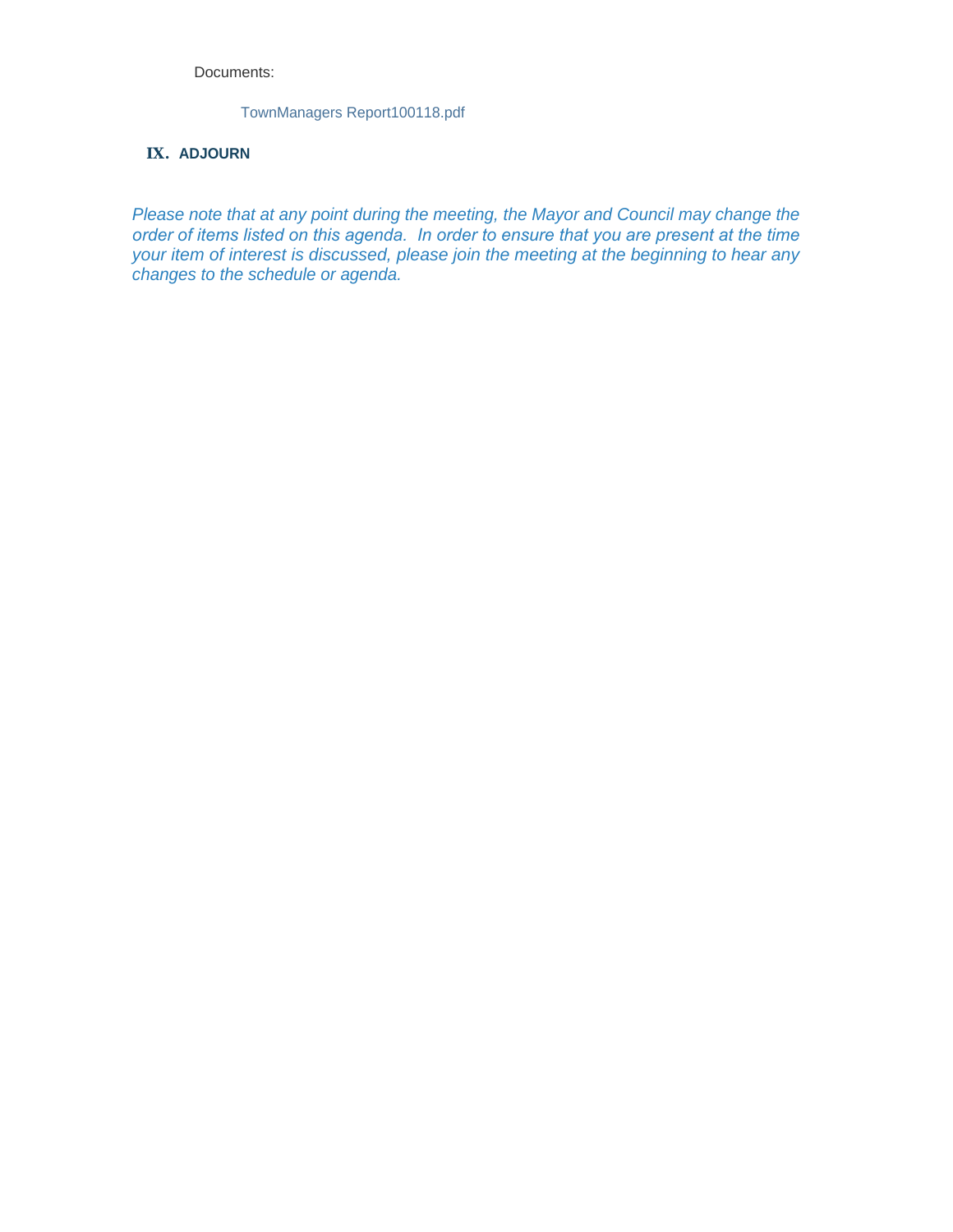Documents:

TownManagers Report100118.pdf

## IX. ADJOURN

*Please note that at any point during the meeting, the Mayor and Council may change the order of items listed on this agenda. In order to ensure that you are present at the time your item of interest is discussed, please join the meeting at the beginning to hear any changes to the schedule or agenda.*